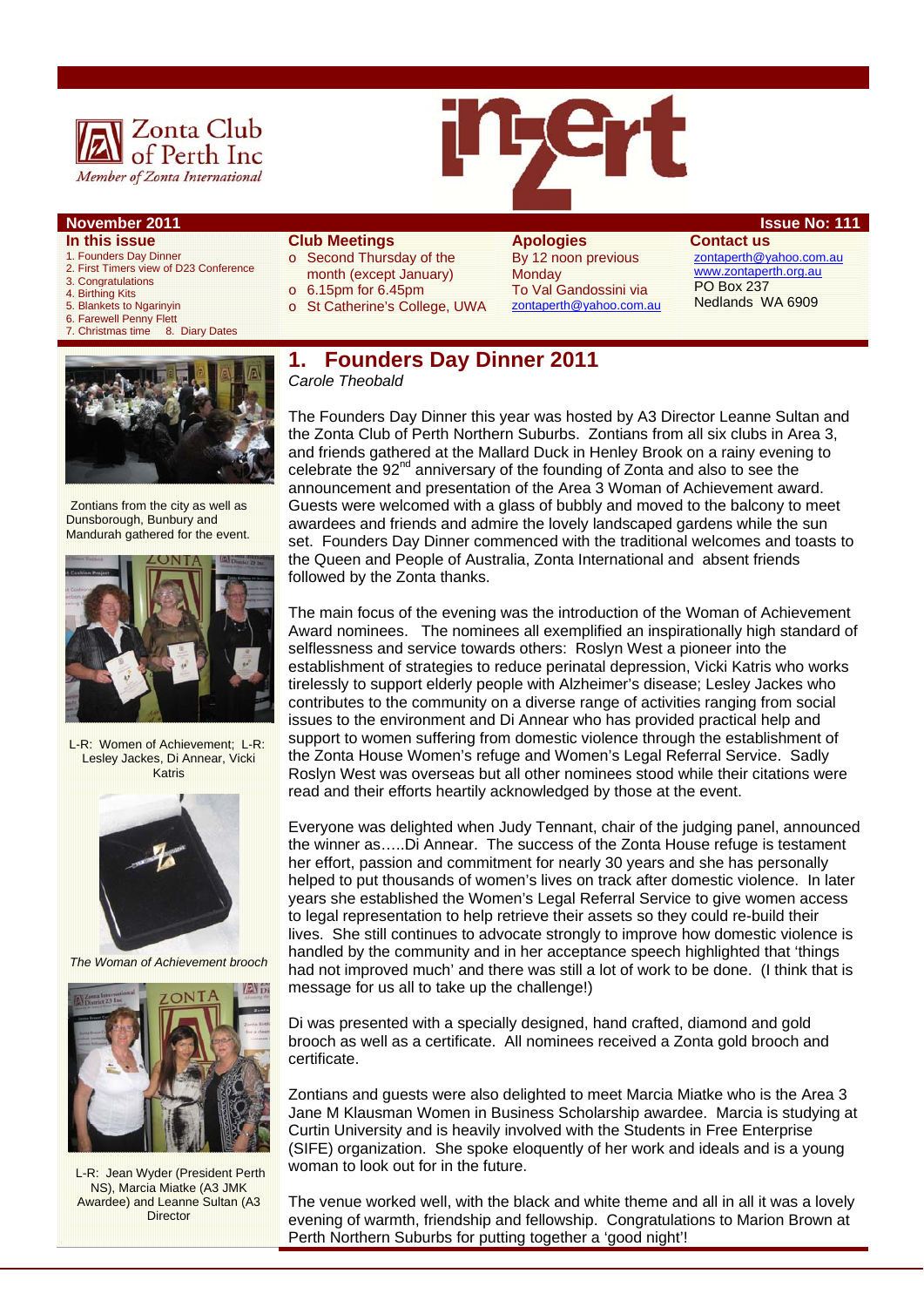Zonta Club of Perth Inc
*Member of Zonta International*

# inzert

**November 2011** **Issue No: 111**

**In this issue**

1. Founders Day Dinner
2. First Timers view of D23 Conference
3. Congratulations
4. Birthing Kits
5. Blankets to Ngarinyin
6. Farewell Penny Flett
7. Christmas time
8. Diary Dates

**Club Meetings**

- Second Thursday of the month (except January)
- 6.15pm for 6.45pm
- St Catherine's College, UWA

**Apologies**

By 12 noon previous Monday
To Val Gandossini via zontaperth@yahoo.com.au

**Contact us**

zontaperth@yahoo.com.au
www.zontaperth.org.au
PO Box 237
Nedlands WA 6909

## 1. Founders Day Dinner 2011

*Carole Theobald*

The Founders Day Dinner this year was hosted by A3 Director Leanne Sultan and the Zonta Club of Perth Northern Suburbs. Zontians from all six clubs in Area 3, and friends gathered at the Mallard Duck in Henley Brook on a rainy evening to celebrate the 92nd anniversary of the founding of Zonta and also to see the announcement and presentation of the Area 3 Woman of Achievement award. Guests were welcomed with a glass of bubbly and moved to the balcony to meet awardees and friends and admire the lovely landscaped gardens while the sun set. Founders Day Dinner commenced with the traditional welcomes and toasts to the Queen and People of Australia, Zonta International and absent friends followed by the Zonta thanks.

The main focus of the evening was the introduction of the Woman of Achievement Award nominees. The nominees all exemplified an inspirationally high standard of selflessness and service towards others: Roslyn West a pioneer into the establishment of strategies to reduce perinatal depression, Vicki Katris who works tirelessly to support elderly people with Alzheimer's disease; Lesley Jackes who contributes to the community on a diverse range of activities ranging from social issues to the environment and Di Annear who has provided practical help and support to women suffering from domestic violence through the establishment of the Zonta House Women's refuge and Women's Legal Referral Service. Sadly Roslyn West was overseas but all other nominees stood while their citations were read and their efforts heartily acknowledged by those at the event.

Everyone was delighted when Judy Tennant, chair of the judging panel, announced the winner as…..Di Annear. The success of the Zonta House refuge is testament her effort, passion and commitment for nearly 30 years and she has personally helped to put thousands of women's lives on track after domestic violence. In later years she established the Women's Legal Referral Service to give women access to legal representation to help retrieve their assets so they could re-build their lives. She still continues to advocate strongly to improve how domestic violence is handled by the community and in her acceptance speech highlighted that 'things had not improved much' and there was still a lot of work to be done. (I think that is message for us all to take up the challenge!)

Di was presented with a specially designed, hand crafted, diamond and gold brooch as well as a certificate. All nominees received a Zonta gold brooch and certificate.

Zontians and guests were also delighted to meet Marcia Miatke who is the Area 3 Jane M Klausman Women in Business Scholarship awardee. Marcia is studying at Curtin University and is heavily involved with the Students in Free Enterprise (SIFE) organization. She spoke eloquently of her work and ideals and is a young woman to look out for in the future.

The venue worked well, with the black and white theme and all in all it was a lovely evening of warmth, friendship and fellowship. Congratulations to Marion Brown at Perth Northern Suburbs for putting together a 'good night'!

Zontians from the city as well as Dunsborough, Bunbury and Mandurah gathered for the event.

L-R: Women of Achievement; L-R: Lesley Jackes, Di Annear, Vicki Katris

*The Woman of Achievement brooch*

L-R: Jean Wyder (President Perth NS), Marcia Miatke (A3 JMK Awardee) and Leanne Sultan (A3 Director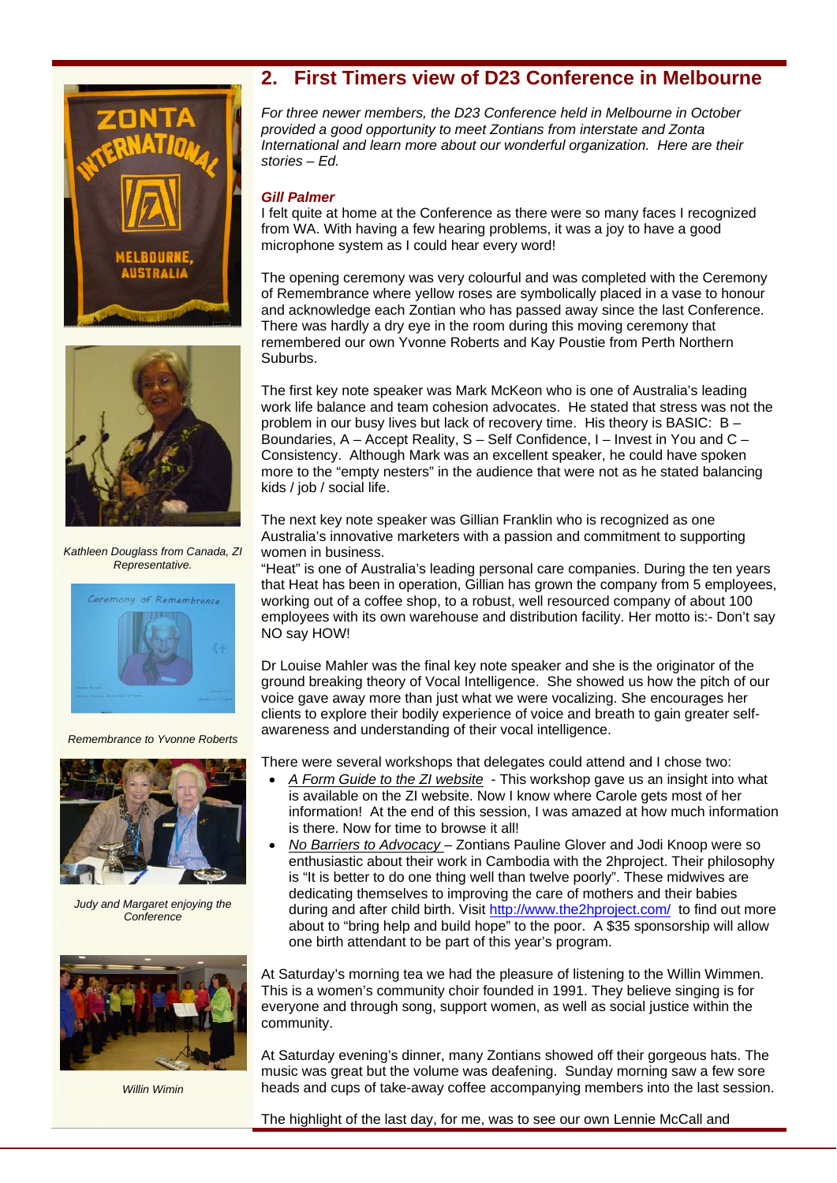## 2. First Timers view of D23 Conference in Melbourne

*For three newer members, the D23 Conference held in Melbourne in October provided a good opportunity to meet Zontians from interstate and Zonta International and learn more about our wonderful organization. Here are their stories – Ed.*

***Gill Palmer***

I felt quite at home at the Conference as there were so many faces I recognized from WA. With having a few hearing problems, it was a joy to have a good microphone system as I could hear every word!

The opening ceremony was very colourful and was completed with the Ceremony of Remembrance where yellow roses are symbolically placed in a vase to honour and acknowledge each Zontian who has passed away since the last Conference. There was hardly a dry eye in the room during this moving ceremony that remembered our own Yvonne Roberts and Kay Poustie from Perth Northern Suburbs.

The first key note speaker was Mark McKeon who is one of Australia's leading work life balance and team cohesion advocates. He stated that stress was not the problem in our busy lives but lack of recovery time. His theory is BASIC: B – Boundaries, A – Accept Reality, S – Self Confidence, I – Invest in You and C – Consistency. Although Mark was an excellent speaker, he could have spoken more to the "empty nesters" in the audience that were not as he stated balancing kids / job / social life.

The next key note speaker was Gillian Franklin who is recognized as one Australia's innovative marketers with a passion and commitment to supporting women in business.

"Heat" is one of Australia's leading personal care companies. During the ten years that Heat has been in operation, Gillian has grown the company from 5 employees, working out of a coffee shop, to a robust, well resourced company of about 100 employees with its own warehouse and distribution facility. Her motto is:- Don't say NO say HOW!

Dr Louise Mahler was the final key note speaker and she is the originator of the ground breaking theory of Vocal Intelligence. She showed us how the pitch of our voice gave away more than just what we were vocalizing. She encourages her clients to explore their bodily experience of voice and breath to gain greater self-awareness and understanding of their vocal intelligence.

There were several workshops that delegates could attend and I chose two:

- A Form Guide to the ZI website - This workshop gave us an insight into what is available on the ZI website. Now I know where Carole gets most of her information! At the end of this session, I was amazed at how much information is there. Now for time to browse it all!
- No Barriers to Advocacy – Zontians Pauline Glover and Jodi Knoop were so enthusiastic about their work in Cambodia with the 2hproject. Their philosophy is "It is better to do one thing well than twelve poorly". These midwives are dedicating themselves to improving the care of mothers and their babies during and after child birth. Visit http://www.the2hproject.com/ to find out more about to "bring help and build hope" to the poor. A $35 sponsorship will allow one birth attendant to be part of this year's program.

At Saturday's morning tea we had the pleasure of listening to the Willin Wimmen. This is a women's community choir founded in 1991. They believe singing is for everyone and through song, support women, as well as social justice within the community.

At Saturday evening's dinner, many Zontians showed off their gorgeous hats. The music was great but the volume was deafening. Sunday morning saw a few sore heads and cups of take-away coffee accompanying members into the last session.

The highlight of the last day, for me, was to see our own Lennie McCall and

*Kathleen Douglass from Canada, ZI Representative.*

*Remembrance to Yvonne Roberts*

*Judy and Margaret enjoying the Conference*

*Willin Wimin*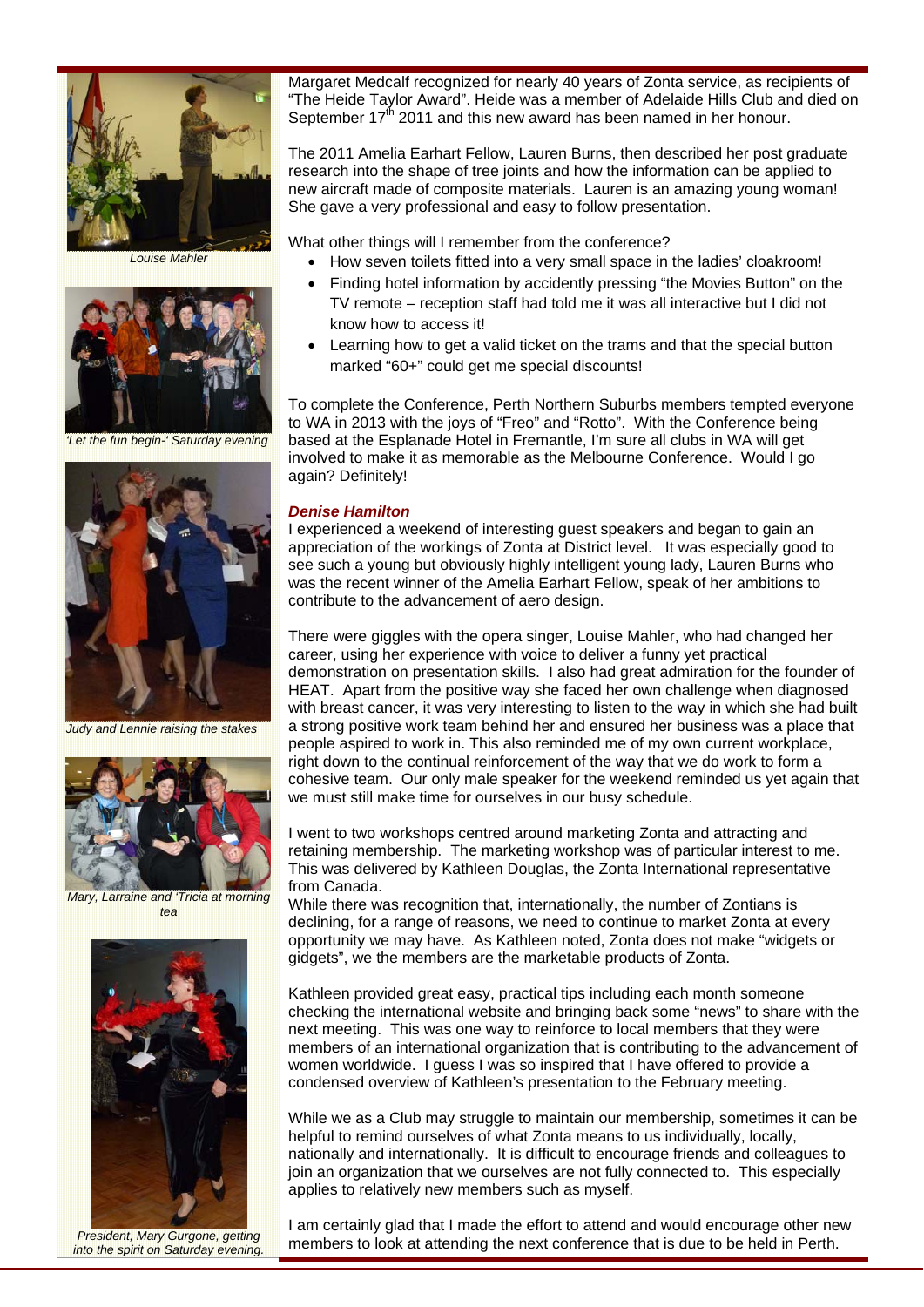Louise Mahler

'Let the fun begin-' Saturday evening

Judy and Lennie raising the stakes

Mary, Larraine and 'Tricia at morning tea

President, Mary Gurgone, getting into the spirit on Saturday evening.

Margaret Medcalf recognized for nearly 40 years of Zonta service, as recipients of "The Heide Taylor Award". Heide was a member of Adelaide Hills Club and died on September 17th 2011 and this new award has been named in her honour.

The 2011 Amelia Earhart Fellow, Lauren Burns, then described her post graduate research into the shape of tree joints and how the information can be applied to new aircraft made of composite materials. Lauren is an amazing young woman! She gave a very professional and easy to follow presentation.

What other things will I remember from the conference?

- How seven toilets fitted into a very small space in the ladies' cloakroom!
- Finding hotel information by accidently pressing "the Movies Button" on the TV remote – reception staff had told me it was all interactive but I did not know how to access it!
- Learning how to get a valid ticket on the trams and that the special button marked "60+" could get me special discounts!

To complete the Conference, Perth Northern Suburbs members tempted everyone to WA in 2013 with the joys of "Freo" and "Rotto". With the Conference being based at the Esplanade Hotel in Fremantle, I'm sure all clubs in WA will get involved to make it as memorable as the Melbourne Conference. Would I go again? Definitely!

***Denise Hamilton***

I experienced a weekend of interesting guest speakers and began to gain an appreciation of the workings of Zonta at District level. It was especially good to see such a young but obviously highly intelligent young lady, Lauren Burns who was the recent winner of the Amelia Earhart Fellow, speak of her ambitions to contribute to the advancement of aero design.

There were giggles with the opera singer, Louise Mahler, who had changed her career, using her experience with voice to deliver a funny yet practical demonstration on presentation skills. I also had great admiration for the founder of HEAT. Apart from the positive way she faced her own challenge when diagnosed with breast cancer, it was very interesting to listen to the way in which she had built a strong positive work team behind her and ensured her business was a place that people aspired to work in. This also reminded me of my own current workplace, right down to the continual reinforcement of the way that we do work to form a cohesive team. Our only male speaker for the weekend reminded us yet again that we must still make time for ourselves in our busy schedule.

I went to two workshops centred around marketing Zonta and attracting and retaining membership. The marketing workshop was of particular interest to me. This was delivered by Kathleen Douglas, the Zonta International representative from Canada.

While there was recognition that, internationally, the number of Zontians is declining, for a range of reasons, we need to continue to market Zonta at every opportunity we may have. As Kathleen noted, Zonta does not make "widgets or gidgets", we the members are the marketable products of Zonta.

Kathleen provided great easy, practical tips including each month someone checking the international website and bringing back some "news" to share with the next meeting. This was one way to reinforce to local members that they were members of an international organization that is contributing to the advancement of women worldwide. I guess I was so inspired that I have offered to provide a condensed overview of Kathleen's presentation to the February meeting.

While we as a Club may struggle to maintain our membership, sometimes it can be helpful to remind ourselves of what Zonta means to us individually, locally, nationally and internationally. It is difficult to encourage friends and colleagues to join an organization that we ourselves are not fully connected to. This especially applies to relatively new members such as myself.

I am certainly glad that I made the effort to attend and would encourage other new members to look at attending the next conference that is due to be held in Perth.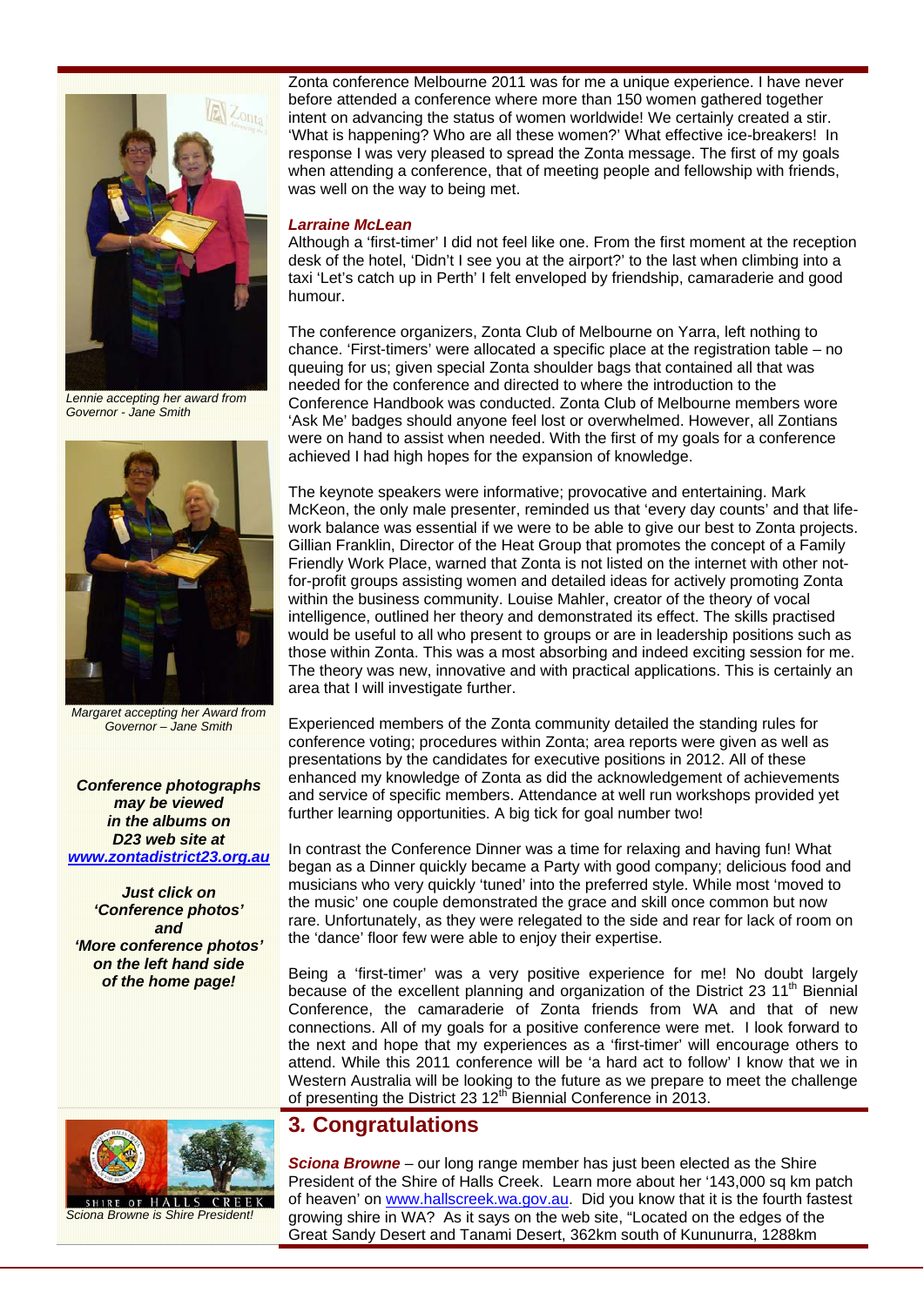Zonta conference Melbourne 2011 was for me a unique experience. I have never before attended a conference where more than 150 women gathered together intent on advancing the status of women worldwide! We certainly created a stir. 'What is happening? Who are all these women?' What effective ice-breakers! In response I was very pleased to spread the Zonta message. The first of my goals when attending a conference, that of meeting people and fellowship with friends, was well on the way to being met.

***Larraine McLean***

Although a 'first-timer' I did not feel like one. From the first moment at the reception desk of the hotel, 'Didn't I see you at the airport?' to the last when climbing into a taxi 'Let's catch up in Perth' I felt enveloped by friendship, camaraderie and good humour.

The conference organizers, Zonta Club of Melbourne on Yarra, left nothing to chance. 'First-timers' were allocated a specific place at the registration table – no queuing for us; given special Zonta shoulder bags that contained all that was needed for the conference and directed to where the introduction to the Conference Handbook was conducted. Zonta Club of Melbourne members wore 'Ask Me' badges should anyone feel lost or overwhelmed. However, all Zontians were on hand to assist when needed. With the first of my goals for a conference achieved I had high hopes for the expansion of knowledge.

The keynote speakers were informative; provocative and entertaining. Mark McKeon, the only male presenter, reminded us that 'every day counts' and that life-work balance was essential if we were to be able to give our best to Zonta projects. Gillian Franklin, Director of the Heat Group that promotes the concept of a Family Friendly Work Place, warned that Zonta is not listed on the internet with other not-for-profit groups assisting women and detailed ideas for actively promoting Zonta within the business community. Louise Mahler, creator of the theory of vocal intelligence, outlined her theory and demonstrated its effect. The skills practised would be useful to all who present to groups or are in leadership positions such as those within Zonta. This was a most absorbing and indeed exciting session for me. The theory was new, innovative and with practical applications. This is certainly an area that I will investigate further.

Experienced members of the Zonta community detailed the standing rules for conference voting; procedures within Zonta; area reports were given as well as presentations by the candidates for executive positions in 2012. All of these enhanced my knowledge of Zonta as did the acknowledgement of achievements and service of specific members. Attendance at well run workshops provided yet further learning opportunities. A big tick for goal number two!

In contrast the Conference Dinner was a time for relaxing and having fun! What began as a Dinner quickly became a Party with good company; delicious food and musicians who very quickly 'tuned' into the preferred style. While most 'moved to the music' one couple demonstrated the grace and skill once common but now rare. Unfortunately, as they were relegated to the side and rear for lack of room on the 'dance' floor few were able to enjoy their expertise.

Being a 'first-timer' was a very positive experience for me! No doubt largely because of the excellent planning and organization of the District 23 11th Biennial Conference, the camaraderie of Zonta friends from WA and that of new connections. All of my goals for a positive conference were met. I look forward to the next and hope that my experiences as a 'first-timer' will encourage others to attend. While this 2011 conference will be 'a hard act to follow' I know that we in Western Australia will be looking to the future as we prepare to meet the challenge of presenting the District 23 12th Biennial Conference in 2013.

*Lennie accepting her award from Governor - Jane Smith*

*Margaret accepting her Award from Governor – Jane Smith*

***Conference photographs may be viewed in the albums on D23 web site at [www.zontadistrict23.org.au](www.zontadistrict23.org.au)***

***Just click on 'Conference photos' and 'More conference photos' on the left hand side of the home page!***

## 3. Congratulations

***Sciona Browne*** – our long range member has just been elected as the Shire President of the Shire of Halls Creek. Learn more about her '143,000 sq km patch of heaven' on [www.hallscreek.wa.gov.au](www.hallscreek.wa.gov.au). Did you know that it is the fourth fastest growing shire in WA? As it says on the web site, "Located on the edges of the Great Sandy Desert and Tanami Desert, 362km south of Kununurra, 1288km

*Sciona Browne is Shire President!*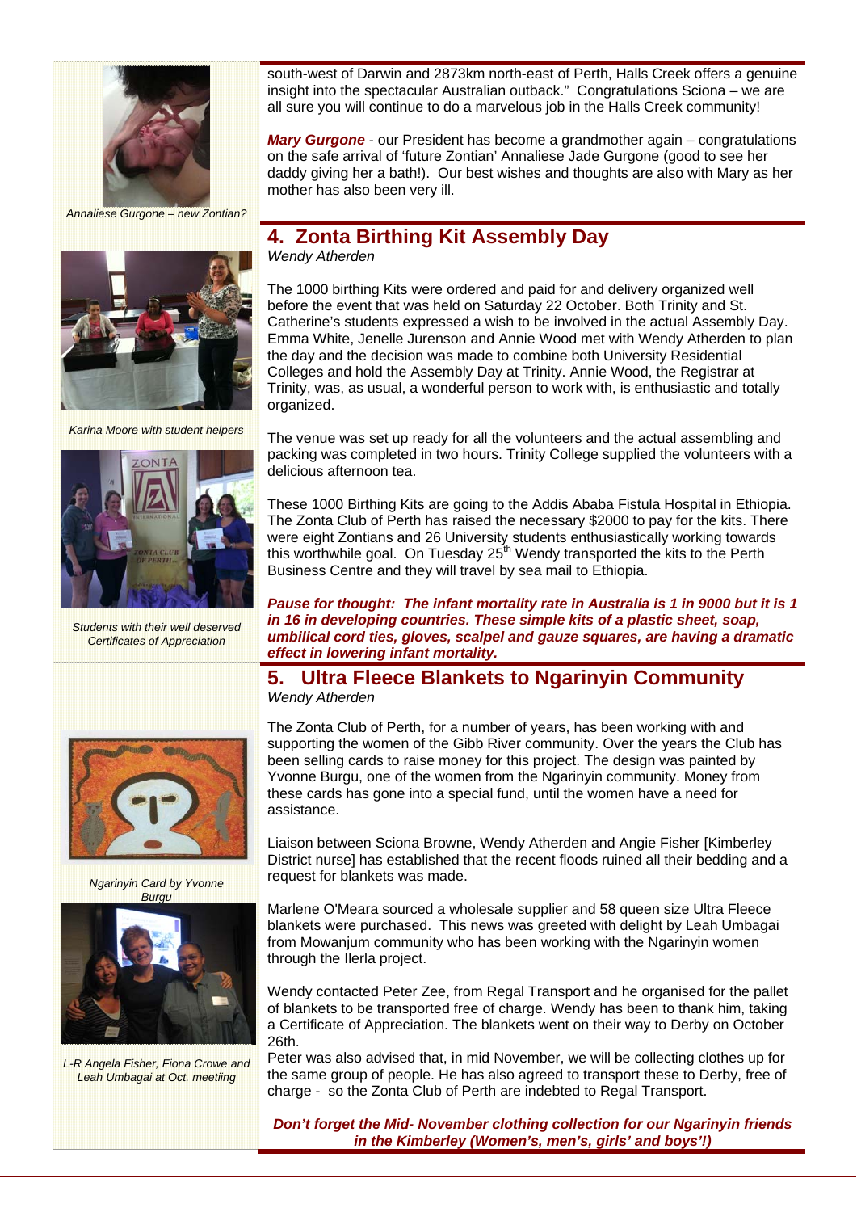south-west of Darwin and 2873km north-east of Perth, Halls Creek offers a genuine insight into the spectacular Australian outback." Congratulations Sciona – we are all sure you will continue to do a marvelous job in the Halls Creek community!

***Mary Gurgone*** - our President has become a grandmother again – congratulations on the safe arrival of 'future Zontian' Annaliese Jade Gurgone (good to see her daddy giving her a bath!). Our best wishes and thoughts are also with Mary as her mother has also been very ill.

*Annaliese Gurgone – new Zontian?*

## 4. Zonta Birthing Kit Assembly Day

*Wendy Atherden*

The 1000 birthing Kits were ordered and paid for and delivery organized well before the event that was held on Saturday 22 October. Both Trinity and St. Catherine's students expressed a wish to be involved in the actual Assembly Day. Emma White, Jenelle Jurenson and Annie Wood met with Wendy Atherden to plan the day and the decision was made to combine both University Residential Colleges and hold the Assembly Day at Trinity. Annie Wood, the Registrar at Trinity, was, as usual, a wonderful person to work with, is enthusiastic and totally organized.

*Karina Moore with student helpers*

The venue was set up ready for all the volunteers and the actual assembling and packing was completed in two hours. Trinity College supplied the volunteers with a delicious afternoon tea.

These 1000 Birthing Kits are going to the Addis Ababa Fistula Hospital in Ethiopia. The Zonta Club of Perth has raised the necessary $2000 to pay for the kits. There were eight Zontians and 26 University students enthusiastically working towards this worthwhile goal. On Tuesday 25th Wendy transported the kits to the Perth Business Centre and they will travel by sea mail to Ethiopia.

*Students with their well deserved Certificates of Appreciation*

***Pause for thought: The infant mortality rate in Australia is 1 in 9000 but it is 1 in 16 in developing countries. These simple kits of a plastic sheet, soap, umbilical cord ties, gloves, scalpel and gauze squares, are having a dramatic effect in lowering infant mortality.***

## 5. Ultra Fleece Blankets to Ngarinyin Community

*Wendy Atherden*

The Zonta Club of Perth, for a number of years, has been working with and supporting the women of the Gibb River community. Over the years the Club has been selling cards to raise money for this project. The design was painted by Yvonne Burgu, one of the women from the Ngarinyin community. Money from these cards has gone into a special fund, until the women have a need for assistance.

*Ngarinyin Card by Yvonne Burgu*

Liaison between Sciona Browne, Wendy Atherden and Angie Fisher [Kimberley District nurse] has established that the recent floods ruined all their bedding and a request for blankets was made.

Marlene O'Meara sourced a wholesale supplier and 58 queen size Ultra Fleece blankets were purchased. This news was greeted with delight by Leah Umbagai from Mowanjum community who has been working with the Ngarinyin women through the Ilerla project.

*L-R Angela Fisher, Fiona Crowe and Leah Umbagai at Oct. meetiing*

Wendy contacted Peter Zee, from Regal Transport and he organised for the pallet of blankets to be transported free of charge. Wendy has been to thank him, taking a Certificate of Appreciation. The blankets went on their way to Derby on October 26th.

Peter was also advised that, in mid November, we will be collecting clothes up for the same group of people. He has also agreed to transport these to Derby, free of charge - so the Zonta Club of Perth are indebted to Regal Transport.

***Don't forget the Mid- November clothing collection for our Ngarinyin friends in the Kimberley (Women's, men's, girls' and boys'!)***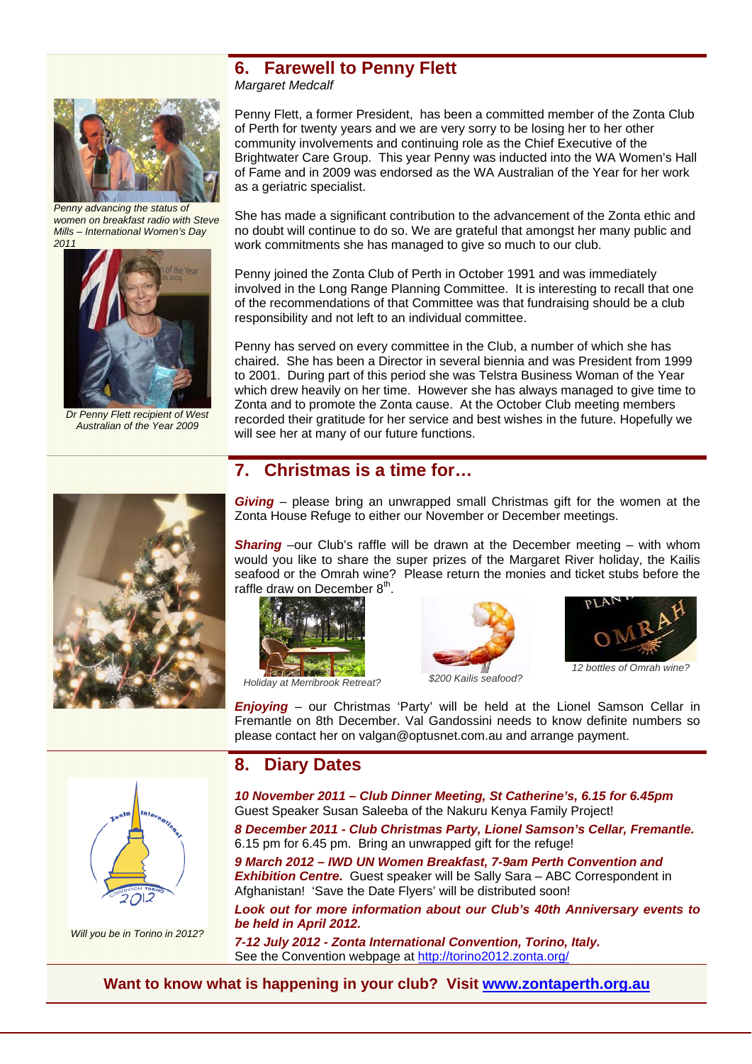## 6. Farewell to Penny Flett

*Margaret Medcalf*

*Penny advancing the status of women on breakfast radio with Steve Mills – International Women's Day 2011*

*Dr Penny Flett recipient of West Australian of the Year 2009*

Penny Flett, a former President, has been a committed member of the Zonta Club of Perth for twenty years and we are very sorry to be losing her to her other community involvements and continuing role as the Chief Executive of the Brightwater Care Group. This year Penny was inducted into the WA Women's Hall of Fame and in 2009 was endorsed as the WA Australian of the Year for her work as a geriatric specialist.

She has made a significant contribution to the advancement of the Zonta ethic and no doubt will continue to do so. We are grateful that amongst her many public and work commitments she has managed to give so much to our club.

Penny joined the Zonta Club of Perth in October 1991 and was immediately involved in the Long Range Planning Committee. It is interesting to recall that one of the recommendations of that Committee was that fundraising should be a club responsibility and not left to an individual committee.

Penny has served on every committee in the Club, a number of which she has chaired. She has been a Director in several biennia and was President from 1999 to 2001. During part of this period she was Telstra Business Woman of the Year which drew heavily on her time. However she has always managed to give time to Zonta and to promote the Zonta cause. At the October Club meeting members recorded their gratitude for her service and best wishes in the future. Hopefully we will see her at many of our future functions.

## 7. Christmas is a time for…

***Giving*** – please bring an unwrapped small Christmas gift for the women at the Zonta House Refuge to either our November or December meetings.

***Sharing*** –our Club's raffle will be drawn at the December meeting – with whom would you like to share the super prizes of the Margaret River holiday, the Kailis seafood or the Omrah wine? Please return the monies and ticket stubs before the raffle draw on December 8th.

*Holiday at Merribrook Retreat?*

*$200 Kailis seafood?*

*12 bottles of Omrah wine?*

***Enjoying*** – our Christmas 'Party' will be held at the Lionel Samson Cellar in Fremantle on 8th December. Val Gandossini needs to know definite numbers so please contact her on valgan@optusnet.com.au and arrange payment.

## 8. Diary Dates

***10 November 2011 – Club Dinner Meeting, St Catherine's, 6.15 for 6.45pm***
Guest Speaker Susan Saleeba of the Nakuru Kenya Family Project!

***8 December 2011 - Club Christmas Party, Lionel Samson's Cellar, Fremantle.***
6.15 pm for 6.45 pm. Bring an unwrapped gift for the refuge!

***9 March 2012 – IWD UN Women Breakfast, 7-9am Perth Convention and Exhibition Centre.*** Guest speaker will be Sally Sara – ABC Correspondent in Afghanistan! 'Save the Date Flyers' will be distributed soon!

***Look out for more information about our Club's 40th Anniversary events to be held in April 2012.***

***7-12 July 2012 - Zonta International Convention, Torino, Italy.***
See the Convention webpage at http://torino2012.zonta.org/

*Will you be in Torino in 2012?*

**Want to know what is happening in your club? Visit www.zontaperth.org.au**